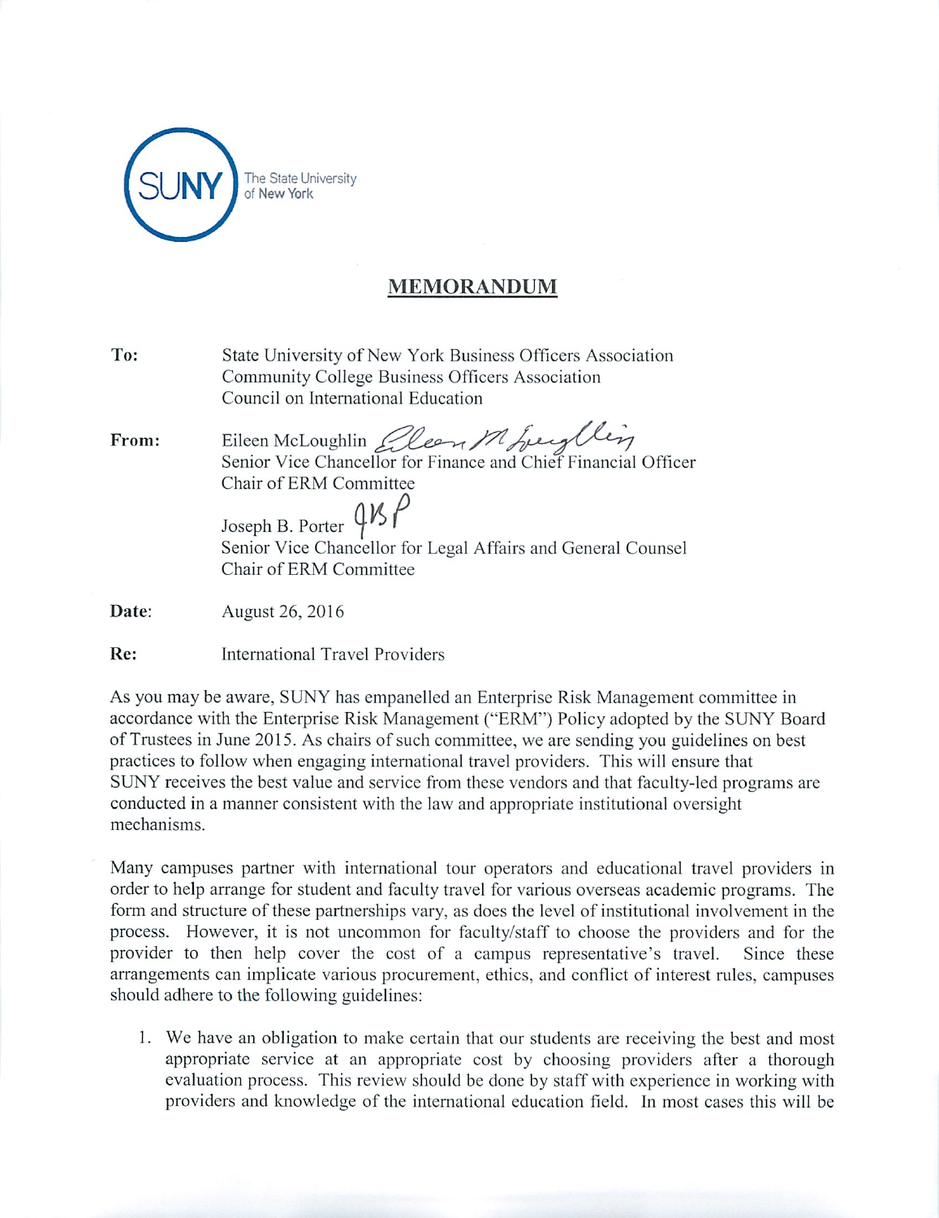SUNY The State University of New York

# MEMORANDUM

**To:** State University of New York Business Officers Association
Community College Business Officers Association
Council on International Education

**From:** Eileen McLoughlin
Senior Vice Chancellor for Finance and Chief Financial Officer
Chair of ERM Committee

Joseph B. Porter
Senior Vice Chancellor for Legal Affairs and General Counsel
Chair of ERM Committee

**Date:** August 26, 2016

**Re:** International Travel Providers

As you may be aware, SUNY has empanelled an Enterprise Risk Management committee in accordance with the Enterprise Risk Management ("ERM") Policy adopted by the SUNY Board of Trustees in June 2015. As chairs of such committee, we are sending you guidelines on best practices to follow when engaging international travel providers. This will ensure that SUNY receives the best value and service from these vendors and that faculty-led programs are conducted in a manner consistent with the law and appropriate institutional oversight mechanisms.

Many campuses partner with international tour operators and educational travel providers in order to help arrange for student and faculty travel for various overseas academic programs. The form and structure of these partnerships vary, as does the level of institutional involvement in the process. However, it is not uncommon for faculty/staff to choose the providers and for the provider to then help cover the cost of a campus representative's travel. Since these arrangements can implicate various procurement, ethics, and conflict of interest rules, campuses should adhere to the following guidelines:

1. We have an obligation to make certain that our students are receiving the best and most appropriate service at an appropriate cost by choosing providers after a thorough evaluation process. This review should be done by staff with experience in working with providers and knowledge of the international education field. In most cases this will be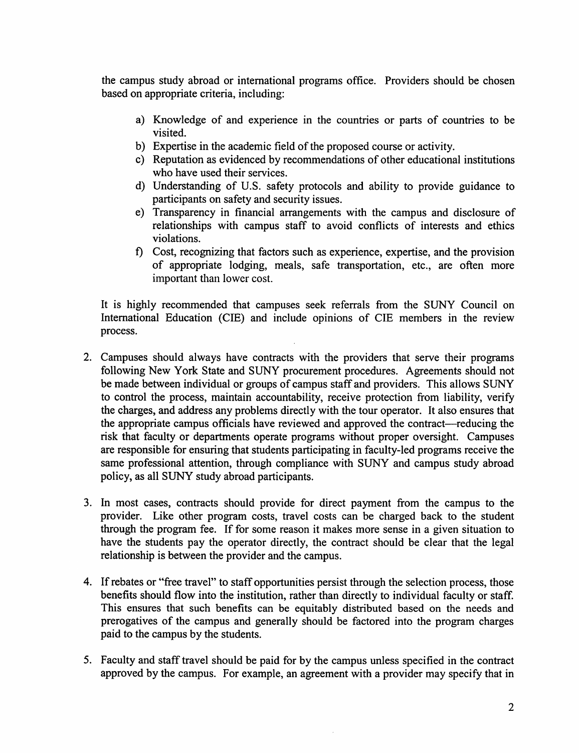the campus study abroad or international programs office. Providers should be chosen based on appropriate criteria, including:

   a) Knowledge of and experience in the countries or parts of countries to be visited.
   b) Expertise in the academic field of the proposed course or activity.
   c) Reputation as evidenced by recommendations of other educational institutions who have used their services.
   d) Understanding of U.S. safety protocols and ability to provide guidance to participants on safety and security issues.
   e) Transparency in financial arrangements with the campus and disclosure of relationships with campus staff to avoid conflicts of interests and ethics violations.
   f) Cost, recognizing that factors such as experience, expertise, and the provision of appropriate lodging, meals, safe transportation, etc., are often more important than lower cost.

   It is highly recommended that campuses seek referrals from the SUNY Council on International Education (CIE) and include opinions of CIE members in the review process.

2. Campuses should always have contracts with the providers that serve their programs following New York State and SUNY procurement procedures. Agreements should not be made between individual or groups of campus staff and providers. This allows SUNY to control the process, maintain accountability, receive protection from liability, verify the charges, and address any problems directly with the tour operator. It also ensures that the appropriate campus officials have reviewed and approved the contract—reducing the risk that faculty or departments operate programs without proper oversight. Campuses are responsible for ensuring that students participating in faculty-led programs receive the same professional attention, through compliance with SUNY and campus study abroad policy, as all SUNY study abroad participants.

3. In most cases, contracts should provide for direct payment from the campus to the provider. Like other program costs, travel costs can be charged back to the student through the program fee. If for some reason it makes more sense in a given situation to have the students pay the operator directly, the contract should be clear that the legal relationship is between the provider and the campus.

4. If rebates or "free travel" to staff opportunities persist through the selection process, those benefits should flow into the institution, rather than directly to individual faculty or staff. This ensures that such benefits can be equitably distributed based on the needs and prerogatives of the campus and generally should be factored into the program charges paid to the campus by the students.

5. Faculty and staff travel should be paid for by the campus unless specified in the contract approved by the campus. For example, an agreement with a provider may specify that in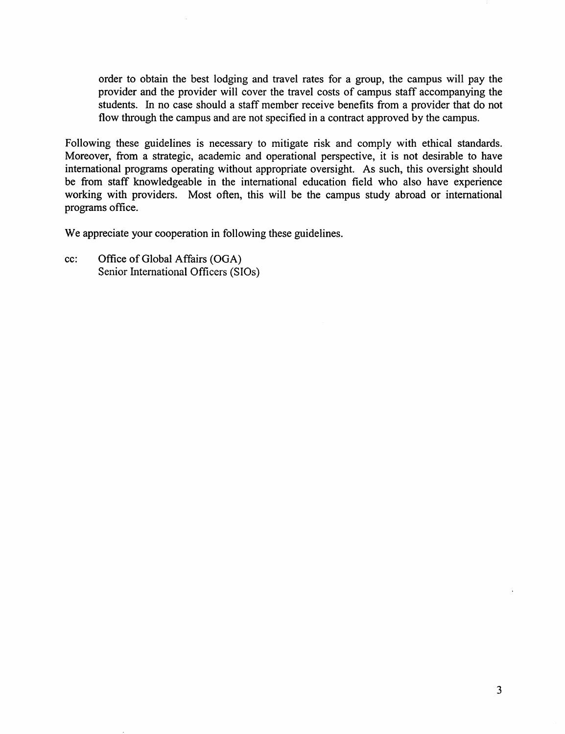order to obtain the best lodging and travel rates for a group, the campus will pay the provider and the provider will cover the travel costs of campus staff accompanying the students. In no case should a staff member receive benefits from a provider that do not flow through the campus and are not specified in a contract approved by the campus.

Following these guidelines is necessary to mitigate risk and comply with ethical standards. Moreover, from a strategic, academic and operational perspective, it is not desirable to have international programs operating without appropriate oversight. As such, this oversight should be from staff knowledgeable in the international education field who also have experience working with providers. Most often, this will be the campus study abroad or international programs office.

We appreciate your cooperation in following these guidelines.

cc: Office of Global Affairs (OGA)
Senior International Officers (SIOs)